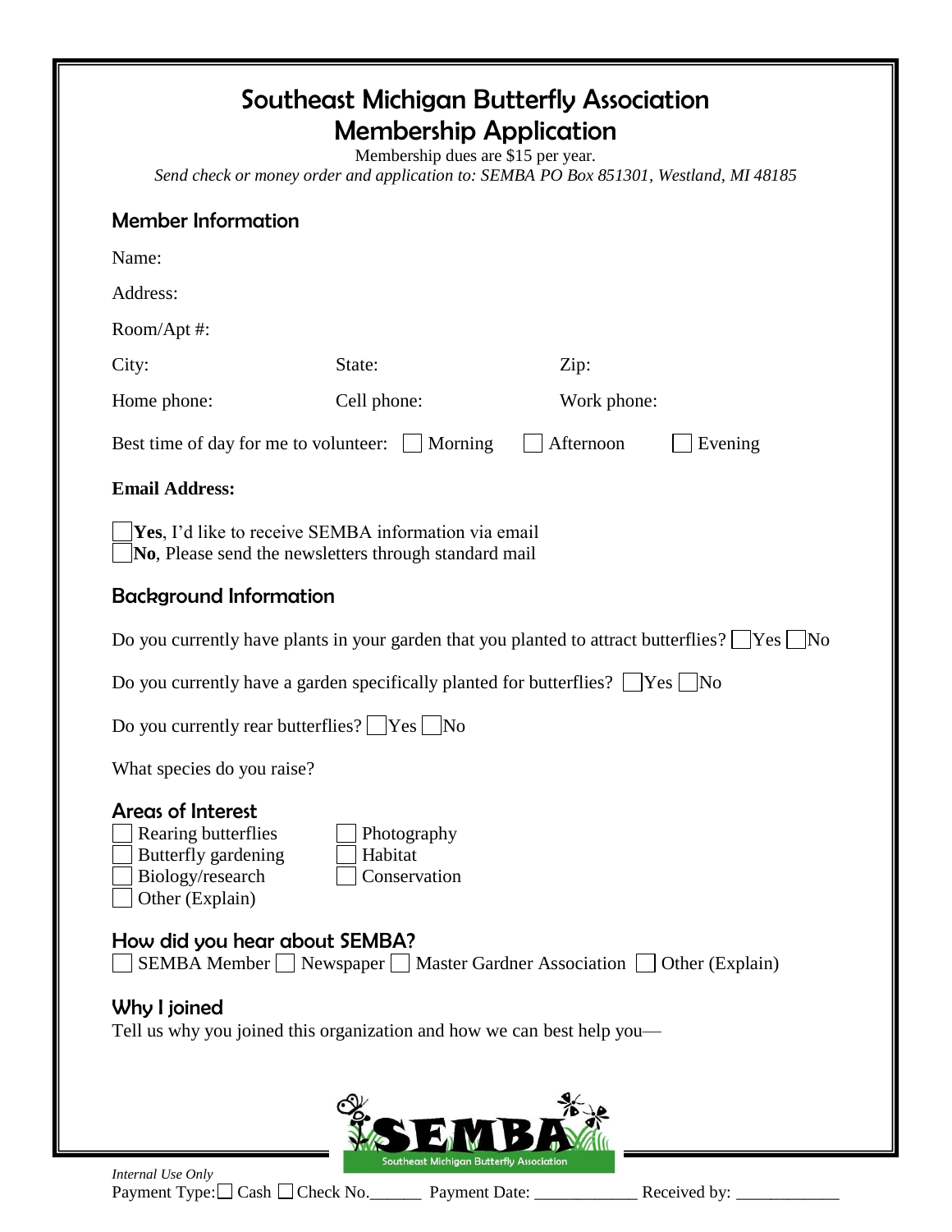# Southeast Michigan Butterfly Association
# Membership Application

Membership dues are $15 per year.

*Send check or money order and application to: SEMBA PO Box 851301, Westland, MI 48185*

## Member Information

Name:

Address:

Room/Apt #:

City: State: Zip:

Home phone: Cell phone: Work phone:

Best time of day for me to volunteer: ☐ Morning ☐ Afternoon ☐ Evening

**Email Address:**

☐ **Yes**, I'd like to receive SEMBA information via email
☐ **No**, Please send the newsletters through standard mail

## Background Information

Do you currently have plants in your garden that you planted to attract butterflies? ☐ Yes ☐ No

Do you currently have a garden specifically planted for butterflies? ☐ Yes ☐ No

Do you currently rear butterflies? ☐ Yes ☐ No

What species do you raise?

## Areas of Interest

☐ Rearing butterflies
☐ Butterfly gardening
☐ Biology/research
☐ Other (Explain)
☐ Photography
☐ Habitat
☐ Conservation

## How did you hear about SEMBA?

☐ SEMBA Member ☐ Newspaper ☐ Master Gardner Association ☐ Other (Explain)

## Why I joined

Tell us why you joined this organization and how we can best help you—

SEMBA
Southeast Michigan Butterfly Association

*Internal Use Only*

Payment Type: ☐ Cash ☐ Check No.______ Payment Date: ____________ Received by: ____________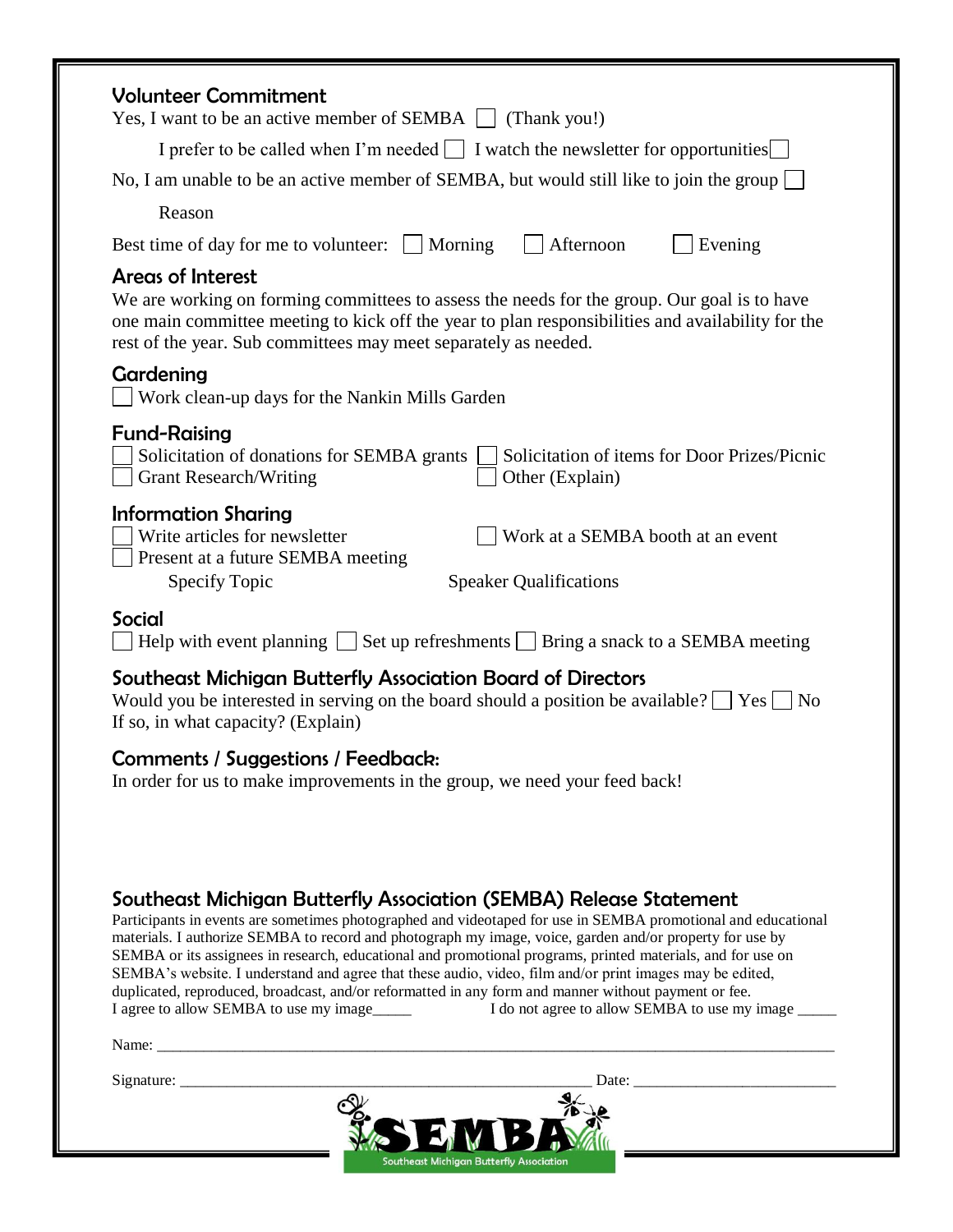## Volunteer Commitment

Yes, I want to be an active member of SEMBA ☐ (Thank you!)

I prefer to be called when I'm needed ☐ I watch the newsletter for opportunities ☐

No, I am unable to be an active member of SEMBA, but would still like to join the group ☐

Reason

Best time of day for me to volunteer: ☐ Morning ☐ Afternoon ☐ Evening

## Areas of Interest

We are working on forming committees to assess the needs for the group. Our goal is to have one main committee meeting to kick off the year to plan responsibilities and availability for the rest of the year. Sub committees may meet separately as needed.

### Gardening

☐ Work clean-up days for the Nankin Mills Garden

### Fund-Raising

☐ Solicitation of donations for SEMBA grants ☐ Solicitation of items for Door Prizes/Picnic
☐ Grant Research/Writing ☐ Other (Explain)

### Information Sharing

☐ Write articles for newsletter ☐ Work at a SEMBA booth at an event
☐ Present at a future SEMBA meeting

Specify Topic Speaker Qualifications

### Social

☐ Help with event planning ☐ Set up refreshments ☐ Bring a snack to a SEMBA meeting

## Southeast Michigan Butterfly Association Board of Directors

Would you be interested in serving on the board should a position be available? ☐ Yes ☐ No
If so, in what capacity? (Explain)

## Comments / Suggestions / Feedback:

In order for us to make improvements in the group, we need your feed back!

## Southeast Michigan Butterfly Association (SEMBA) Release Statement

Participants in events are sometimes photographed and videotaped for use in SEMBA promotional and educational materials. I authorize SEMBA to record and photograph my image, voice, garden and/or property for use by SEMBA or its assignees in research, educational and promotional programs, printed materials, and for use on SEMBA's website. I understand and agree that these audio, video, film and/or print images may be edited, duplicated, reproduced, broadcast, and/or reformatted in any form and manner without payment or fee.

I agree to allow SEMBA to use my image_____ I do not agree to allow SEMBA to use my image _____

Name: ____________________________________________

Signature: ____________________________________ Date: ____________________

SEMBA
Southeast Michigan Butterfly Association